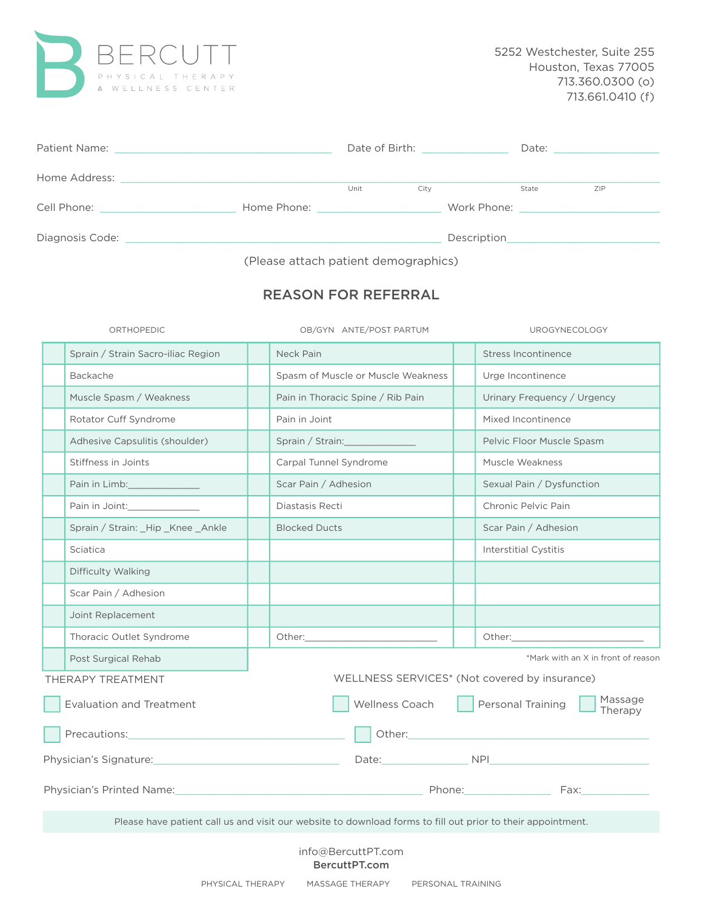# BERCUTT

PHYSICAL THERAPY
& WELLNESS CENTER

5252 Westchester, Suite 255
Houston, Texas 77005
713.360.0300 (o)
713.661.0410 (f)

Patient Name: ______________________ Date of Birth: ____________ Date: ____________

Home Address: ________________________________________________
Unit City State ZIP

Cell Phone: ______________ Home Phone: ______________ Work Phone: ______________

Diagnosis Code: ______________________ Description______________________

(Please attach patient demographics)

## REASON FOR REFERRAL

| | ORTHOPEDIC | | OB/GYN ANTE/POST PARTUM | | UROGYNECOLOGY |
|---|---|---|---|---|---|
| | Sprain / Strain Sacro-iliac Region | | Neck Pain | | Stress Incontinence |
| | Backache | | Spasm of Muscle or Muscle Weakness | | Urge Incontinence |
| | Muscle Spasm / Weakness | | Pain in Thoracic Spine / Rib Pain | | Urinary Frequency / Urgency |
| | Rotator Cuff Syndrome | | Pain in Joint | | Mixed Incontinence |
| | Adhesive Capsulitis (shoulder) | | Sprain / Strain:____________ | | Pelvic Floor Muscle Spasm |
| | Stiffness in Joints | | Carpal Tunnel Syndrome | | Muscle Weakness |
| | Pain in Limb:____________ | | Scar Pain / Adhesion | | Sexual Pain / Dysfunction |
| | Pain in Joint:____________ | | Diastasis Recti | | Chronic Pelvic Pain |
| | Sprain / Strain: _Hip _Knee _Ankle | | Blocked Ducts | | Scar Pain / Adhesion |
| | Sciatica | | | | Interstitial Cystitis |
| | Difficulty Walking | | | | |
| | Scar Pain / Adhesion | | | | |
| | Joint Replacement | | | | |
| | Thoracic Outlet Syndrome | | Other:______________________ | | Other:______________________ |
| | Post Surgical Rehab | | | | |

*Mark with an X in front of reason

THERAPY TREATMENT

☐ Evaluation and Treatment

☐ Precautions:______________________________

WELLNESS SERVICES* (Not covered by insurance)

☐ Wellness Coach ☐ Personal Training ☐ Massage Therapy

☐ Other:______________________________

Physician's Signature:______________________ Date:____________ NPI______________________

Physician's Printed Name:______________________ Phone:____________ Fax:____________

Please have patient call us and visit our website to download forms to fill out prior to their appointment.

info@BercuttPT.com
**BercuttPT.com**

PHYSICAL THERAPY MASSAGE THERAPY PERSONAL TRAINING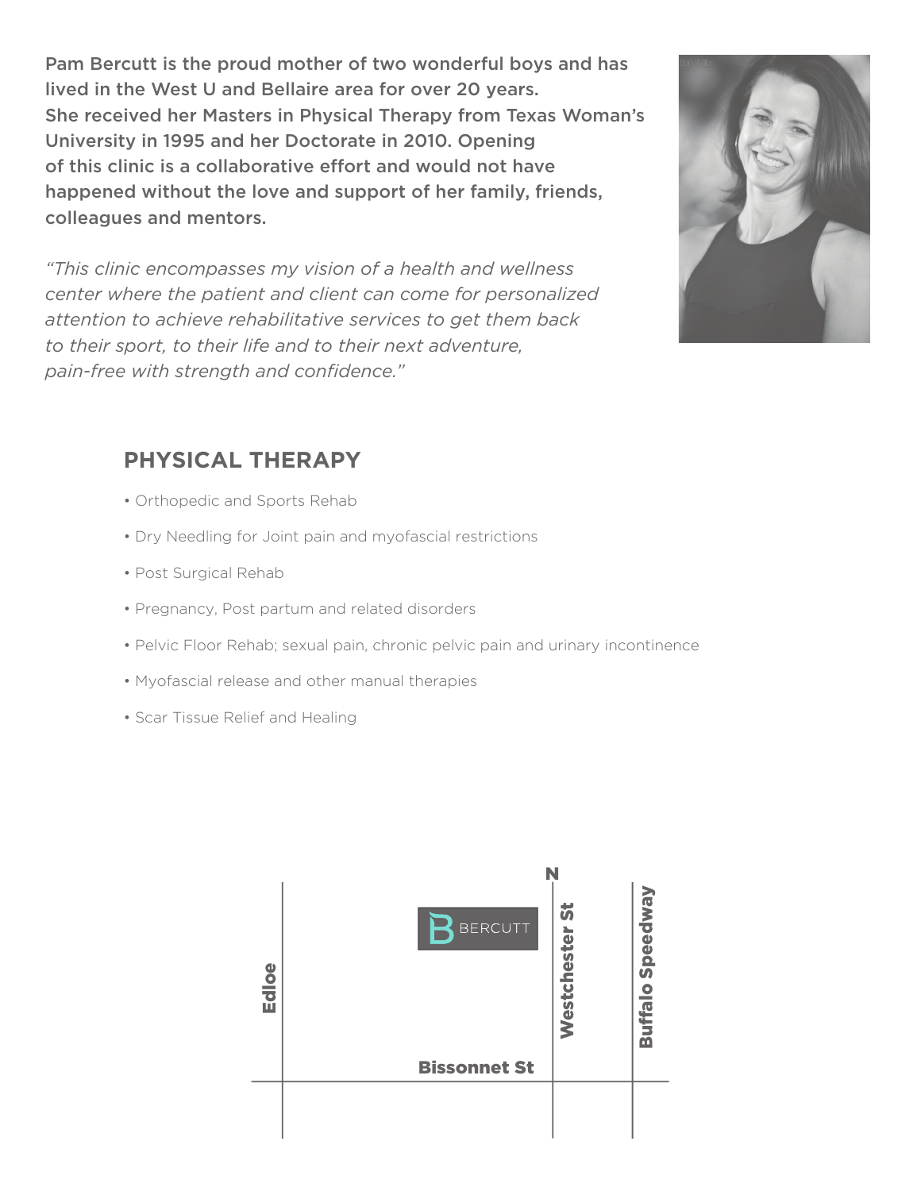Pam Bercutt is the proud mother of two wonderful boys and has lived in the West U and Bellaire area for over 20 years. She received her Masters in Physical Therapy from Texas Woman's University in 1995 and her Doctorate in 2010. Opening of this clinic is a collaborative effort and would not have happened without the love and support of her family, friends, colleagues and mentors.

*"This clinic encompasses my vision of a health and wellness center where the patient and client can come for personalized attention to achieve rehabilitative services to get them back to their sport, to their life and to their next adventure, pain-free with strength and confidence."*

## PHYSICAL THERAPY

- Orthopedic and Sports Rehab
- Dry Needling for Joint pain and myofascial restrictions
- Post Surgical Rehab
- Pregnancy, Post partum and related disorders
- Pelvic Floor Rehab; sexual pain, chronic pelvic pain and urinary incontinence
- Myofascial release and other manual therapies
- Scar Tissue Relief and Healing

N

BERCUTT

Edloe

Westchester St

Buffalo Speedway

Bissonnet St